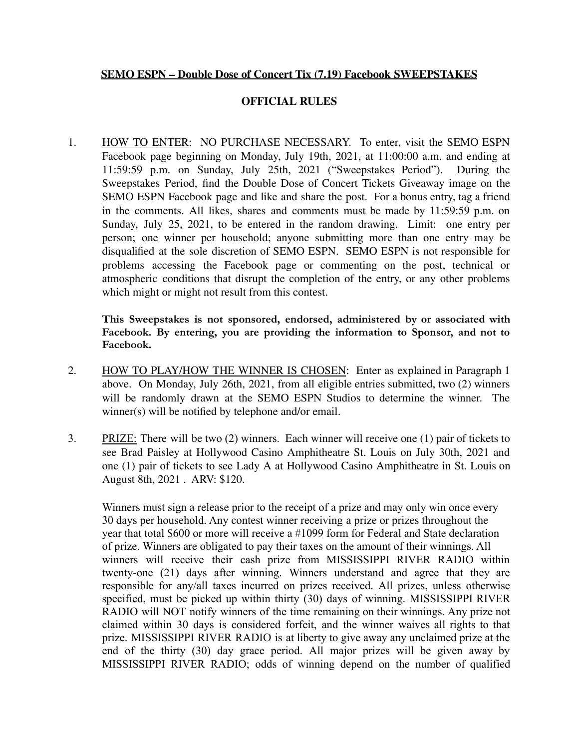**SEMO ESPN – Double Dose of Concert Tix (7.19) Facebook SWEEPSTAKES**

**OFFICIAL RULES**

1. HOW TO ENTER: NO PURCHASE NECESSARY. To enter, visit the SEMO ESPN Facebook page beginning on Monday, July 19th, 2021, at 11:00:00 a.m. and ending at 11:59:59 p.m. on Sunday, July 25th, 2021 ("Sweepstakes Period"). During the Sweepstakes Period, find the Double Dose of Concert Tickets Giveaway image on the SEMO ESPN Facebook page and like and share the post. For a bonus entry, tag a friend in the comments. All likes, shares and comments must be made by 11:59:59 p.m. on Sunday, July 25, 2021, to be entered in the random drawing. Limit: one entry per person; one winner per household; anyone submitting more than one entry may be disqualified at the sole discretion of SEMO ESPN. SEMO ESPN is not responsible for problems accessing the Facebook page or commenting on the post, technical or atmospheric conditions that disrupt the completion of the entry, or any other problems which might or might not result from this contest.

   **This Sweepstakes is not sponsored, endorsed, administered by or associated with Facebook. By entering, you are providing the information to Sponsor, and not to Facebook.**

2. HOW TO PLAY/HOW THE WINNER IS CHOSEN: Enter as explained in Paragraph 1 above. On Monday, July 26th, 2021, from all eligible entries submitted, two (2) winners will be randomly drawn at the SEMO ESPN Studios to determine the winner. The winner(s) will be notified by telephone and/or email.

3. PRIZE: There will be two (2) winners. Each winner will receive one (1) pair of tickets to see Brad Paisley at Hollywood Casino Amphitheatre St. Louis on July 30th, 2021 and one (1) pair of tickets to see Lady A at Hollywood Casino Amphitheatre in St. Louis on August 8th, 2021 . ARV: $120.

   Winners must sign a release prior to the receipt of a prize and may only win once every 30 days per household. Any contest winner receiving a prize or prizes throughout the year that total $600 or more will receive a #1099 form for Federal and State declaration of prize. Winners are obligated to pay their taxes on the amount of their winnings. All winners will receive their cash prize from MISSISSIPPI RIVER RADIO within twenty-one (21) days after winning. Winners understand and agree that they are responsible for any/all taxes incurred on prizes received. All prizes, unless otherwise specified, must be picked up within thirty (30) days of winning. MISSISSIPPI RIVER RADIO will NOT notify winners of the time remaining on their winnings. Any prize not claimed within 30 days is considered forfeit, and the winner waives all rights to that prize. MISSISSIPPI RIVER RADIO is at liberty to give away any unclaimed prize at the end of the thirty (30) day grace period. All major prizes will be given away by MISSISSIPPI RIVER RADIO; odds of winning depend on the number of qualified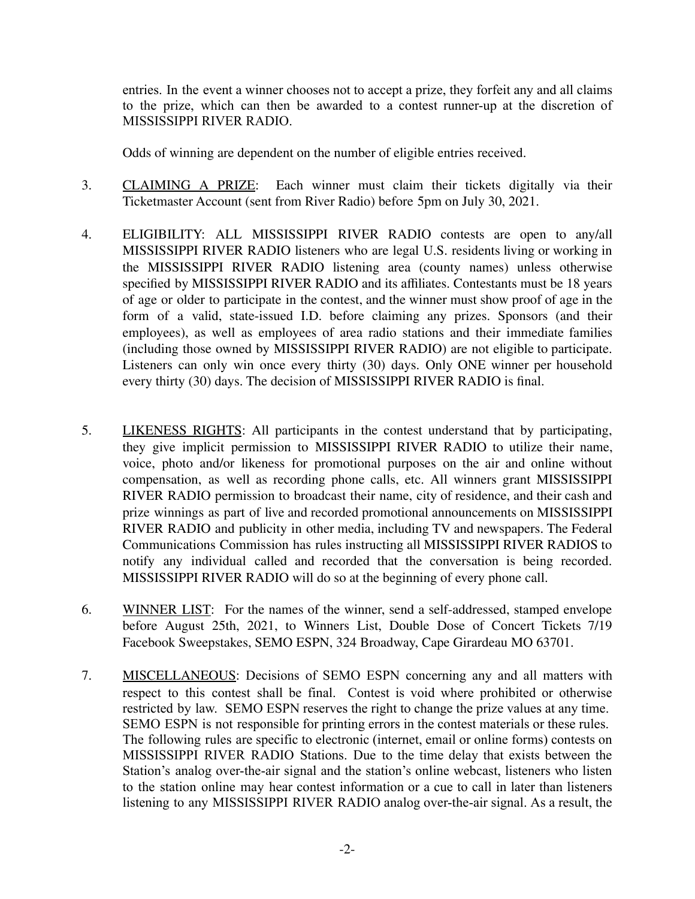entries. In the event a winner chooses not to accept a prize, they forfeit any and all claims to the prize, which can then be awarded to a contest runner-up at the discretion of MISSISSIPPI RIVER RADIO.

Odds of winning are dependent on the number of eligible entries received.

3. <u>CLAIMING A PRIZE</u>: Each winner must claim their tickets digitally via their Ticketmaster Account (sent from River Radio) before 5pm on July 30, 2021.

4. ELIGIBILITY: ALL MISSISSIPPI RIVER RADIO contests are open to any/all MISSISSIPPI RIVER RADIO listeners who are legal U.S. residents living or working in the MISSISSIPPI RIVER RADIO listening area (county names) unless otherwise specified by MISSISSIPPI RIVER RADIO and its affiliates. Contestants must be 18 years of age or older to participate in the contest, and the winner must show proof of age in the form of a valid, state-issued I.D. before claiming any prizes. Sponsors (and their employees), as well as employees of area radio stations and their immediate families (including those owned by MISSISSIPPI RIVER RADIO) are not eligible to participate. Listeners can only win once every thirty (30) days. Only ONE winner per household every thirty (30) days. The decision of MISSISSIPPI RIVER RADIO is final.

5. <u>LIKENESS RIGHTS</u>: All participants in the contest understand that by participating, they give implicit permission to MISSISSIPPI RIVER RADIO to utilize their name, voice, photo and/or likeness for promotional purposes on the air and online without compensation, as well as recording phone calls, etc. All winners grant MISSISSIPPI RIVER RADIO permission to broadcast their name, city of residence, and their cash and prize winnings as part of live and recorded promotional announcements on MISSISSIPPI RIVER RADIO and publicity in other media, including TV and newspapers. The Federal Communications Commission has rules instructing all MISSISSIPPI RIVER RADIOS to notify any individual called and recorded that the conversation is being recorded. MISSISSIPPI RIVER RADIO will do so at the beginning of every phone call.

6. <u>WINNER LIST</u>: For the names of the winner, send a self-addressed, stamped envelope before August 25th, 2021, to Winners List, Double Dose of Concert Tickets 7/19 Facebook Sweepstakes, SEMO ESPN, 324 Broadway, Cape Girardeau MO 63701.

7. <u>MISCELLANEOUS</u>: Decisions of SEMO ESPN concerning any and all matters with respect to this contest shall be final. Contest is void where prohibited or otherwise restricted by law. SEMO ESPN reserves the right to change the prize values at any time. SEMO ESPN is not responsible for printing errors in the contest materials or these rules. The following rules are specific to electronic (internet, email or online forms) contests on MISSISSIPPI RIVER RADIO Stations. Due to the time delay that exists between the Station's analog over-the-air signal and the station's online webcast, listeners who listen to the station online may hear contest information or a cue to call in later than listeners listening to any MISSISSIPPI RIVER RADIO analog over-the-air signal. As a result, the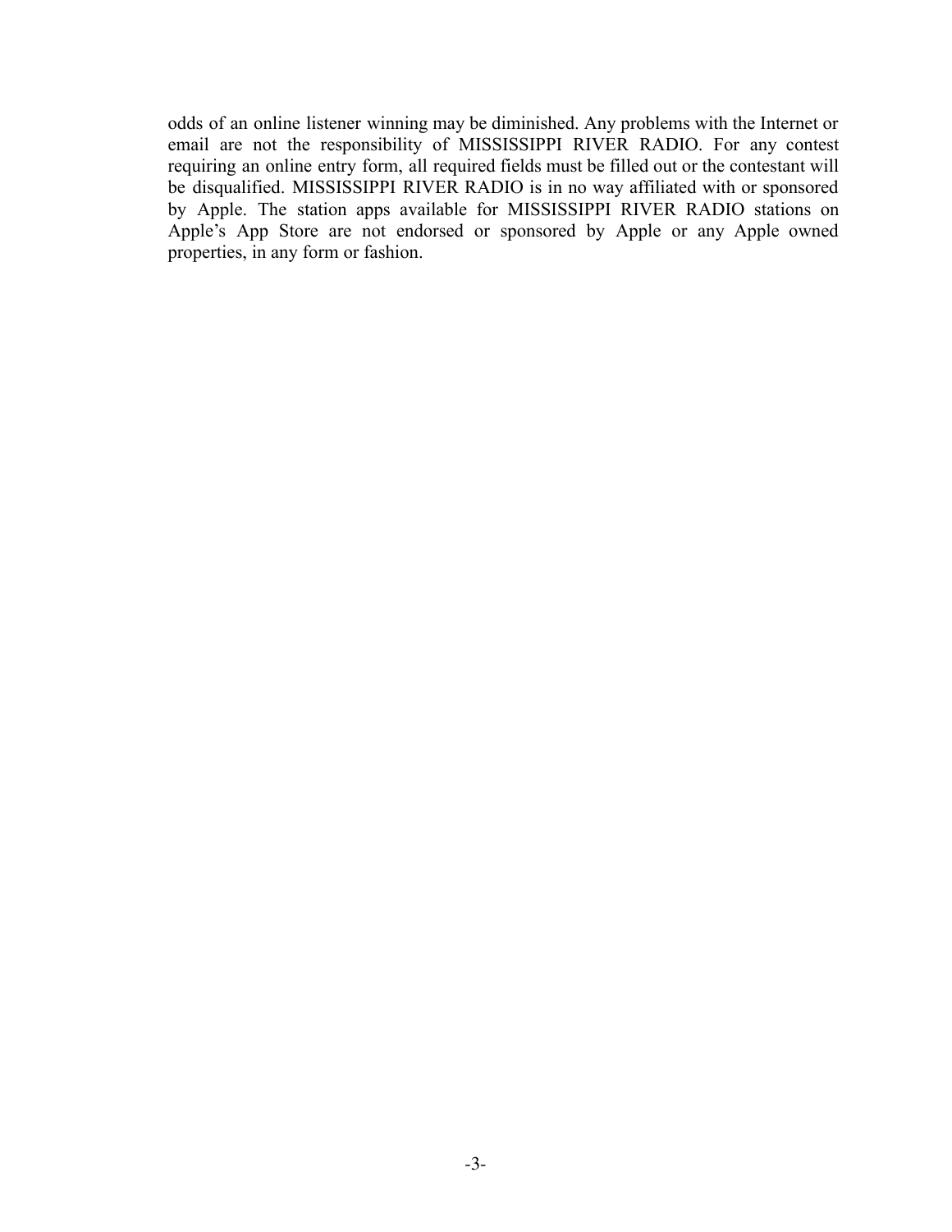odds of an online listener winning may be diminished. Any problems with the Internet or email are not the responsibility of MISSISSIPPI RIVER RADIO. For any contest requiring an online entry form, all required fields must be filled out or the contestant will be disqualified. MISSISSIPPI RIVER RADIO is in no way affiliated with or sponsored by Apple. The station apps available for MISSISSIPPI RIVER RADIO stations on Apple's App Store are not endorsed or sponsored by Apple or any Apple owned properties, in any form or fashion.